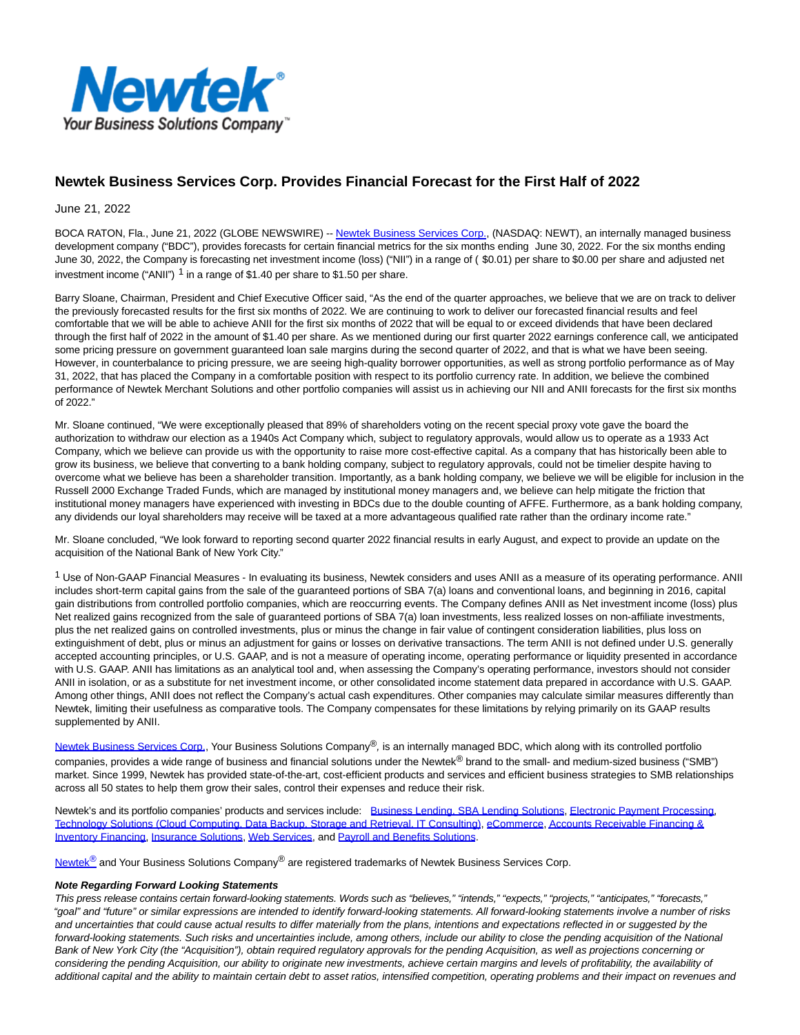# Newtek Business Services Corp. Provides Financial Forecast for the First Half of 2022

June 21, 2022

BOCA RATON, Fla., June 21, 2022 (GLOBE NEWSWIRE) -- Newtek Business Services Corp., (NASDAQ: NEWT), an internally managed business development company ("BDC"), provides forecasts for certain financial metrics for the six months ending June 30, 2022. For the six months ending June 30, 2022, the Company is forecasting net investment income (loss) ("NII") in a range of ( $0.01) per share to $0.00 per share and adjusted net investment income ("ANII") [1] in a range of $1.40 per share to $1.50 per share.

Barry Sloane, Chairman, President and Chief Executive Officer said, "As the end of the quarter approaches, we believe that we are on track to deliver the previously forecasted results for the first six months of 2022. We are continuing to work to deliver our forecasted financial results and feel comfortable that we will be able to achieve ANII for the first six months of 2022 that will be equal to or exceed dividends that have been declared through the first half of 2022 in the amount of $1.40 per share. As we mentioned during our first quarter 2022 earnings conference call, we anticipated some pricing pressure on government guaranteed loan sale margins during the second quarter of 2022, and that is what we have been seeing. However, in counterbalance to pricing pressure, we are seeing high-quality borrower opportunities, as well as strong portfolio performance as of May 31, 2022, that has placed the Company in a comfortable position with respect to its portfolio currency rate. In addition, we believe the combined performance of Newtek Merchant Solutions and other portfolio companies will assist us in achieving our NII and ANII forecasts for the first six months of 2022."

Mr. Sloane continued, "We were exceptionally pleased that 89% of shareholders voting on the recent special proxy vote gave the board the authorization to withdraw our election as a 1940s Act Company which, subject to regulatory approvals, would allow us to operate as a 1933 Act Company, which we believe can provide us with the opportunity to raise more cost-effective capital. As a company that has historically been able to grow its business, we believe that converting to a bank holding company, subject to regulatory approvals, could not be timelier despite having to overcome what we believe has been a shareholder transition. Importantly, as a bank holding company, we believe we will be eligible for inclusion in the Russell 2000 Exchange Traded Funds, which are managed by institutional money managers and, we believe can help mitigate the friction that institutional money managers have experienced with investing in BDCs due to the double counting of AFFE. Furthermore, as a bank holding company, any dividends our loyal shareholders may receive will be taxed at a more advantageous qualified rate rather than the ordinary income rate."

Mr. Sloane concluded, "We look forward to reporting second quarter 2022 financial results in early August, and expect to provide an update on the acquisition of the National Bank of New York City."

[1] Use of Non-GAAP Financial Measures - In evaluating its business, Newtek considers and uses ANII as a measure of its operating performance. ANII includes short-term capital gains from the sale of the guaranteed portions of SBA 7(a) loans and conventional loans, and beginning in 2016, capital gain distributions from controlled portfolio companies, which are reoccurring events. The Company defines ANII as Net investment income (loss) plus Net realized gains recognized from the sale of guaranteed portions of SBA 7(a) loan investments, less realized losses on non-affiliate investments, plus the net realized gains on controlled investments, plus or minus the change in fair value of contingent consideration liabilities, plus loss on extinguishment of debt, plus or minus an adjustment for gains or losses on derivative transactions. The term ANII is not defined under U.S. generally accepted accounting principles, or U.S. GAAP, and is not a measure of operating income, operating performance or liquidity presented in accordance with U.S. GAAP. ANII has limitations as an analytical tool and, when assessing the Company's operating performance, investors should not consider ANII in isolation, or as a substitute for net investment income, or other consolidated income statement data prepared in accordance with U.S. GAAP. Among other things, ANII does not reflect the Company's actual cash expenditures. Other companies may calculate similar measures differently than Newtek, limiting their usefulness as comparative tools. The Company compensates for these limitations by relying primarily on its GAAP results supplemented by ANII.

Newtek Business Services Corp., Your Business Solutions Company®, is an internally managed BDC, which along with its controlled portfolio companies, provides a wide range of business and financial solutions under the Newtek® brand to the small- and medium-sized business ("SMB") market. Since 1999, Newtek has provided state-of-the-art, cost-efficient products and services and efficient business strategies to SMB relationships across all 50 states to help them grow their sales, control their expenses and reduce their risk.

Newtek's and its portfolio companies' products and services include: Business Lending, SBA Lending Solutions, Electronic Payment Processing, Technology Solutions (Cloud Computing, Data Backup, Storage and Retrieval, IT Consulting), eCommerce, Accounts Receivable Financing & Inventory Financing, Insurance Solutions, Web Services, and Payroll and Benefits Solutions.

Newtek® and Your Business Solutions Company® are registered trademarks of Newtek Business Services Corp.

***Note Regarding Forward Looking Statements***

*This press release contains certain forward-looking statements. Words such as "believes," "intends," "expects," "projects," "anticipates," "forecasts," "goal" and "future" or similar expressions are intended to identify forward-looking statements. All forward-looking statements involve a number of risks and uncertainties that could cause actual results to differ materially from the plans, intentions and expectations reflected in or suggested by the forward-looking statements. Such risks and uncertainties include, among others, include our ability to close the pending acquisition of the National Bank of New York City (the "Acquisition"), obtain required regulatory approvals for the pending Acquisition, as well as projections concerning or considering the pending Acquisition, our ability to originate new investments, achieve certain margins and levels of profitability, the availability of additional capital and the ability to maintain certain debt to asset ratios, intensified competition, operating problems and their impact on revenues and*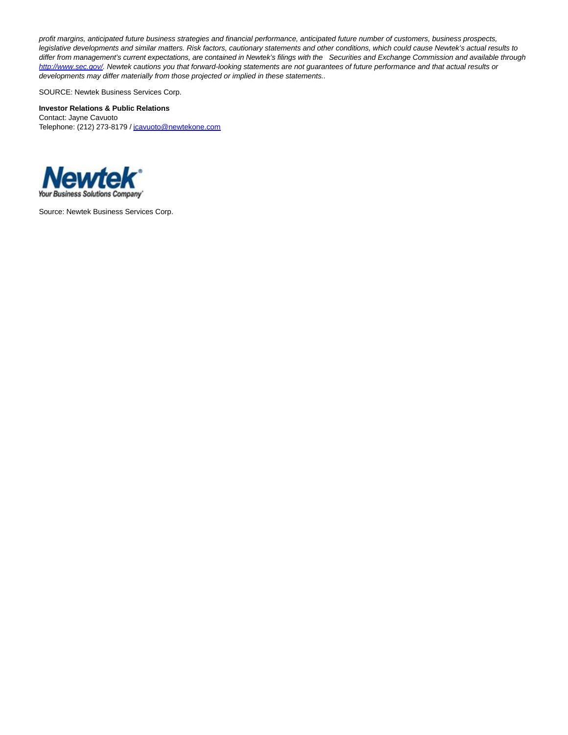*profit margins, anticipated future business strategies and financial performance, anticipated future number of customers, business prospects, legislative developments and similar matters. Risk factors, cautionary statements and other conditions, which could cause Newtek's actual results to differ from management's current expectations, are contained in Newtek's filings with the Securities and Exchange Commission and available through http://www.sec.gov/. Newtek cautions you that forward-looking statements are not guarantees of future performance and that actual results or developments may differ materially from those projected or implied in these statements..*

SOURCE: Newtek Business Services Corp.

**Investor Relations & Public Relations**
Contact: Jayne Cavuoto
Telephone: (212) 273-8179 / jcavuoto@newtekone.com

Newtek®
Your Business Solutions Company®

Source: Newtek Business Services Corp.